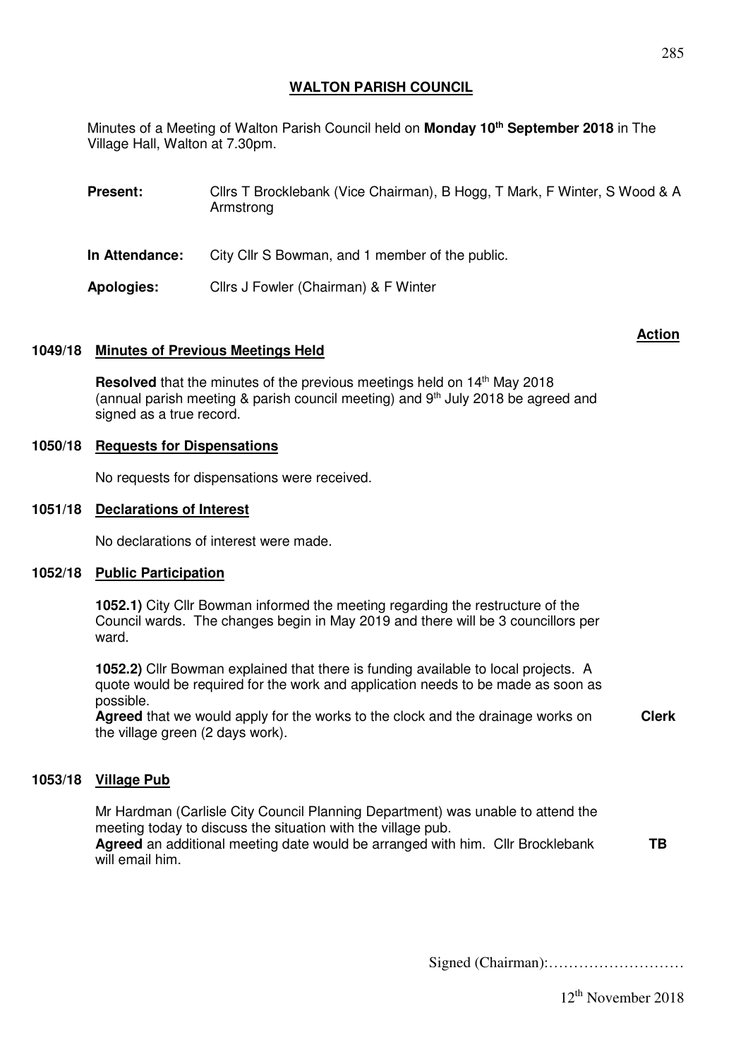## WALTON PARISH COUNCIL

Minutes of a Meeting of Walton Parish Council held on **Monday 10th September 2018** in The Village Hall, Walton at 7.30pm.

**Present:** Cllrs T Brocklebank (Vice Chairman), B Hogg, T Mark, F Winter, S Wood & A Armstrong

**In Attendance:** City Cllr S Bowman, and 1 member of the public.

**Apologies:** Cllrs J Fowler (Chairman) & F Winter

**Action**

### 1049/18 Minutes of Previous Meetings Held

**Resolved** that the minutes of the previous meetings held on 14th May 2018 (annual parish meeting & parish council meeting) and 9th July 2018 be agreed and signed as a true record.

### 1050/18 Requests for Dispensations

No requests for dispensations were received.

### 1051/18 Declarations of Interest

No declarations of interest were made.

### 1052/18 Public Participation

**1052.1)** City Cllr Bowman informed the meeting regarding the restructure of the Council wards. The changes begin in May 2019 and there will be 3 councillors per ward.

**1052.2)** Cllr Bowman explained that there is funding available to local projects. A quote would be required for the work and application needs to be made as soon as possible.
**Agreed** that we would apply for the works to the clock and the drainage works on the village green (2 days work). **Clerk**

### 1053/18 Village Pub

Mr Hardman (Carlisle City Council Planning Department) was unable to attend the meeting today to discuss the situation with the village pub.
**Agreed** an additional meeting date would be arranged with him. Cllr Brocklebank will email him. **TB**

Signed (Chairman):………………………

12th November 2018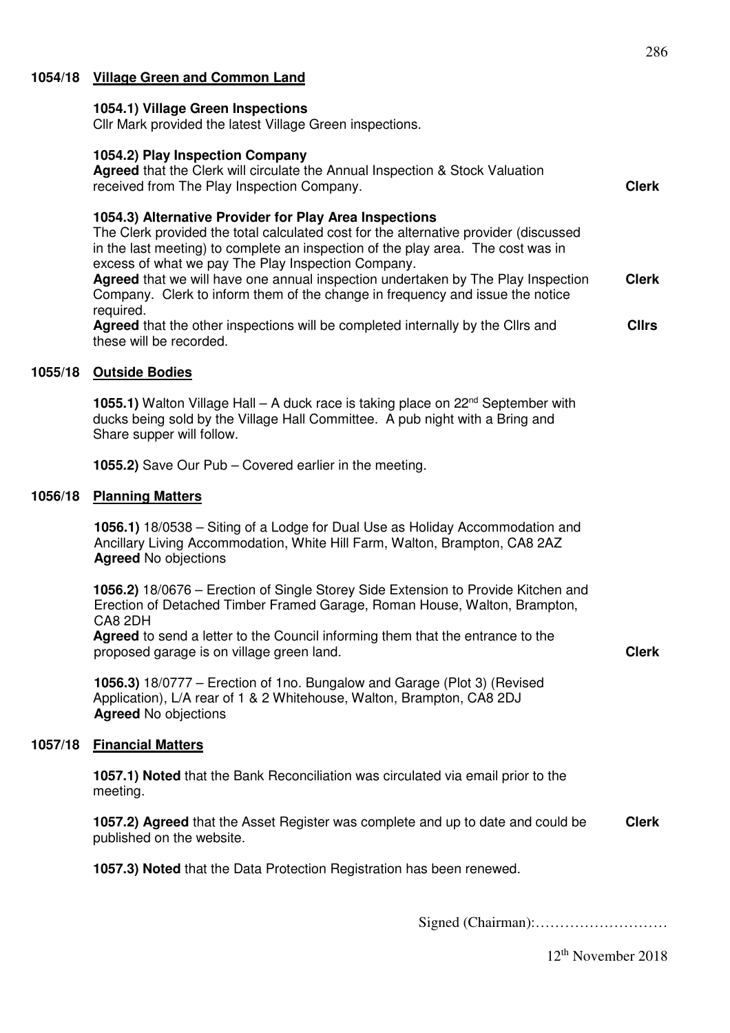## 1054/18 Village Green and Common Land

**1054.1) Village Green Inspections**
Cllr Mark provided the latest Village Green inspections.

**1054.2) Play Inspection Company**
**Agreed** that the Clerk will circulate the Annual Inspection & Stock Valuation received from The Play Inspection Company. **Clerk**

**1054.3) Alternative Provider for Play Area Inspections**
The Clerk provided the total calculated cost for the alternative provider (discussed in the last meeting) to complete an inspection of the play area. The cost was in excess of what we pay The Play Inspection Company.
**Agreed** that we will have one annual inspection undertaken by The Play Inspection Company. Clerk to inform them of the change in frequency and issue the notice required. **Clerk**
**Agreed** that the other inspections will be completed internally by the Cllrs and these will be recorded. **Cllrs**

## 1055/18 Outside Bodies

**1055.1)** Walton Village Hall – A duck race is taking place on 22nd September with ducks being sold by the Village Hall Committee. A pub night with a Bring and Share supper will follow.

**1055.2)** Save Our Pub – Covered earlier in the meeting.

## 1056/18 Planning Matters

**1056.1)** 18/0538 – Siting of a Lodge for Dual Use as Holiday Accommodation and Ancillary Living Accommodation, White Hill Farm, Walton, Brampton, CA8 2AZ
**Agreed** No objections

**1056.2)** 18/0676 – Erection of Single Storey Side Extension to Provide Kitchen and Erection of Detached Timber Framed Garage, Roman House, Walton, Brampton, CA8 2DH
**Agreed** to send a letter to the Council informing them that the entrance to the proposed garage is on village green land. **Clerk**

**1056.3)** 18/0777 – Erection of 1no. Bungalow and Garage (Plot 3) (Revised Application), L/A rear of 1 & 2 Whitehouse, Walton, Brampton, CA8 2DJ
**Agreed** No objections

## 1057/18 Financial Matters

**1057.1) Noted** that the Bank Reconciliation was circulated via email prior to the meeting.

**1057.2) Agreed** that the Asset Register was complete and up to date and could be published on the website. **Clerk**

**1057.3) Noted** that the Data Protection Registration has been renewed.

Signed (Chairman):………………………

12th November 2018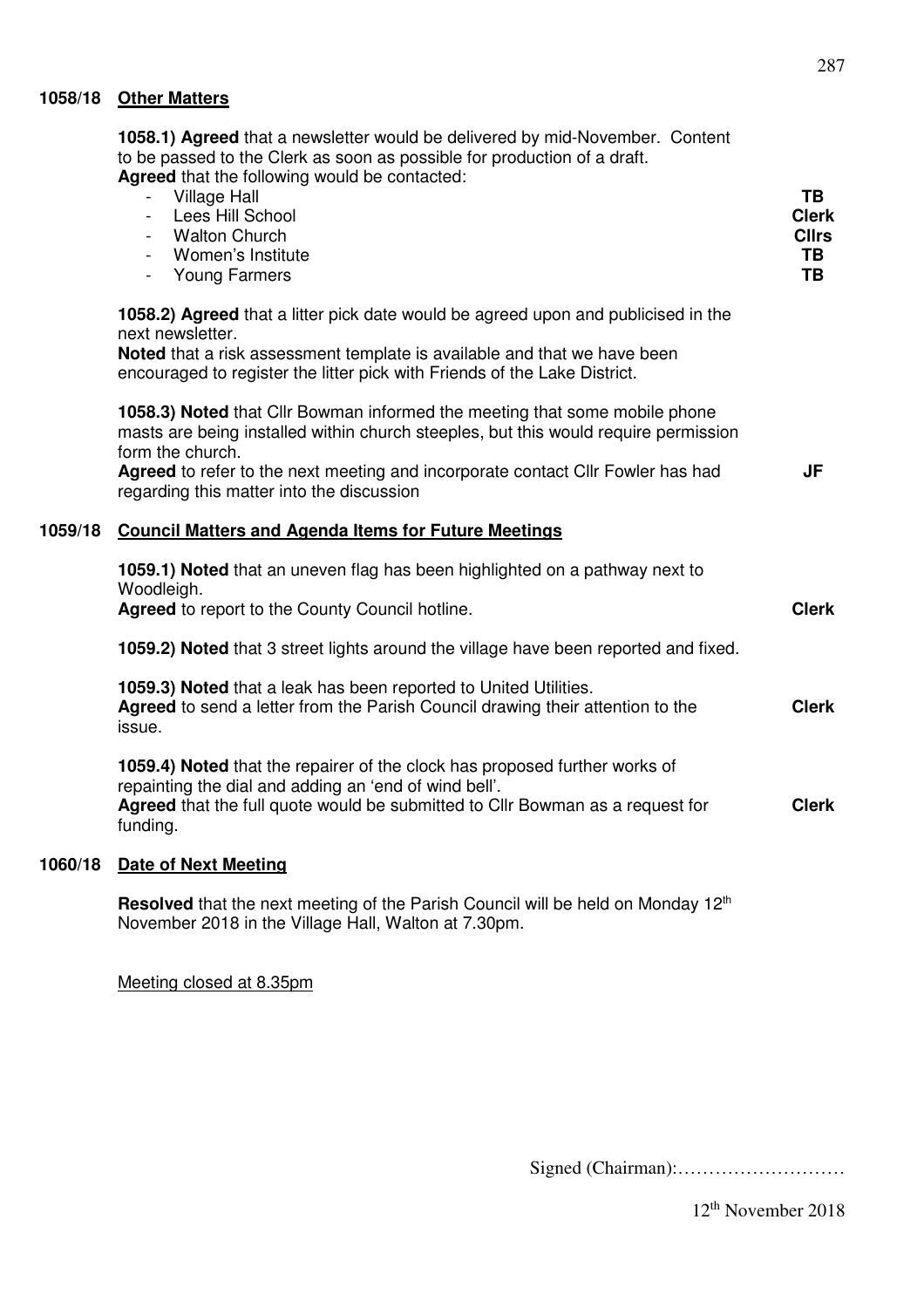## 1058/18 Other Matters

**1058.1) Agreed** that a newsletter would be delivered by mid-November. Content to be passed to the Clerk as soon as possible for production of a draft.
**Agreed** that the following would be contacted:

| | |
|---|---|
| - Village Hall | **TB** |
| - Lees Hill School | **Clerk** |
| - Walton Church | **Cllrs** |
| - Women's Institute | **TB** |
| - Young Farmers | **TB** |

**1058.2) Agreed** that a litter pick date would be agreed upon and publicised in the next newsletter.
**Noted** that a risk assessment template is available and that we have been encouraged to register the litter pick with Friends of the Lake District.

**1058.3) Noted** that Cllr Bowman informed the meeting that some mobile phone masts are being installed within church steeples, but this would require permission form the church.
**Agreed** to refer to the next meeting and incorporate contact Cllr Fowler has had regarding this matter into the discussion — **JF**

## 1059/18 Council Matters and Agenda Items for Future Meetings

**1059.1) Noted** that an uneven flag has been highlighted on a pathway next to Woodleigh.
**Agreed** to report to the County Council hotline. — **Clerk**

**1059.2) Noted** that 3 street lights around the village have been reported and fixed.

**1059.3) Noted** that a leak has been reported to United Utilities.
**Agreed** to send a letter from the Parish Council drawing their attention to the issue. — **Clerk**

**1059.4) Noted** that the repairer of the clock has proposed further works of repainting the dial and adding an 'end of wind bell'.
**Agreed** that the full quote would be submitted to Cllr Bowman as a request for funding. — **Clerk**

## 1060/18 Date of Next Meeting

**Resolved** that the next meeting of the Parish Council will be held on Monday 12th November 2018 in the Village Hall, Walton at 7.30pm.

Meeting closed at 8.35pm

Signed (Chairman):………………………

12th November 2018